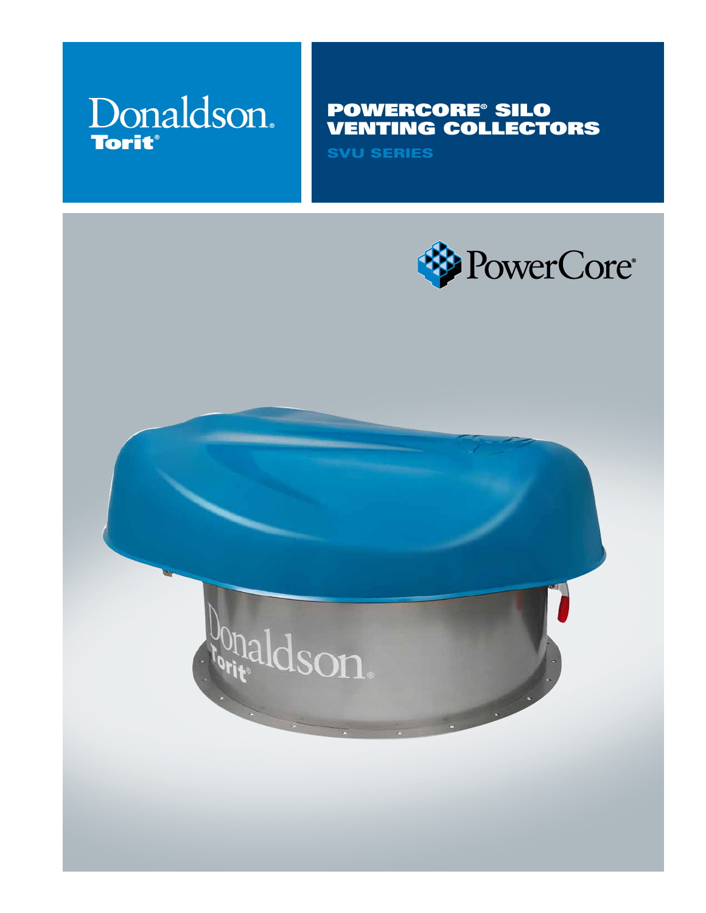Donaldson.
Torit®

# POWERCORE® SILO VENTING COLLECTORS

## SVU SERIES

PowerCore®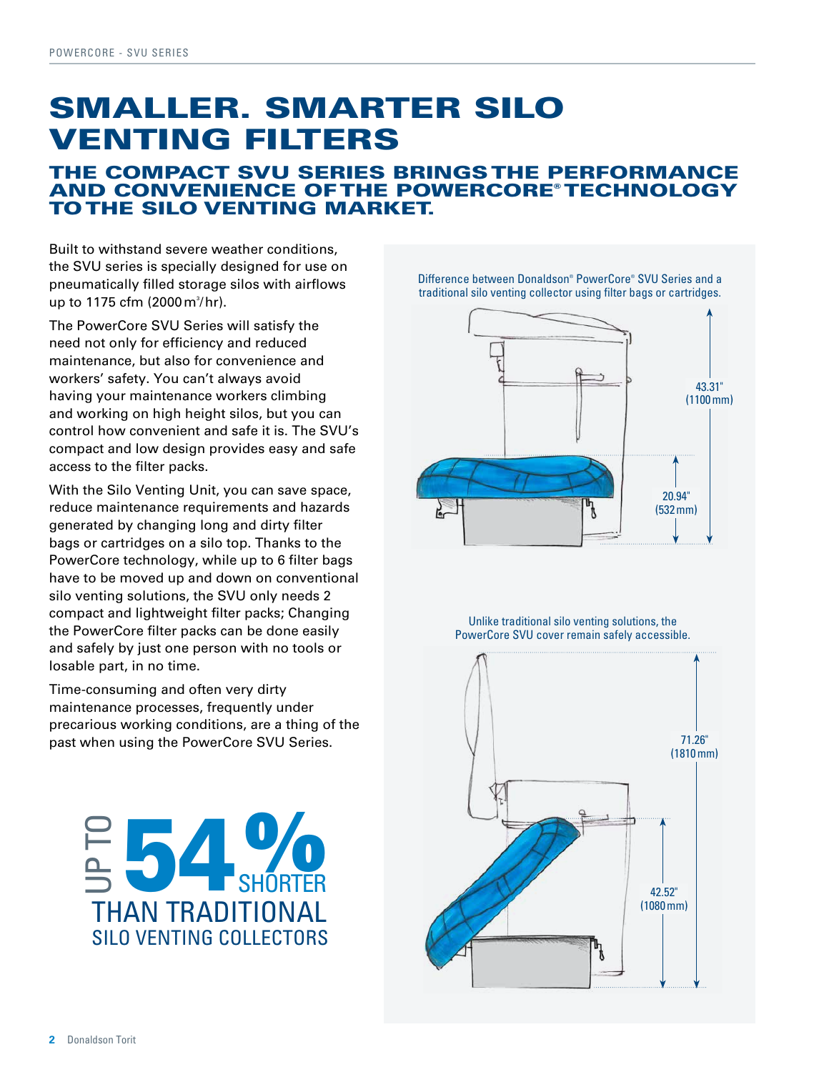# SMALLER. SMARTER SILO VENTING FILTERS

## THE COMPACT SVU SERIES BRINGS THE PERFORMANCE AND CONVENIENCE OF THE POWERCORE® TECHNOLOGY TO THE SILO VENTING MARKET.

Built to withstand severe weather conditions, the SVU series is specially designed for use on pneumatically filled storage silos with airflows up to 1175 cfm (2000 $m^3$/hr).

The PowerCore SVU Series will satisfy the need not only for efficiency and reduced maintenance, but also for convenience and workers' safety. You can't always avoid having your maintenance workers climbing and working on high height silos, but you can control how convenient and safe it is. The SVU's compact and low design provides easy and safe access to the filter packs.

With the Silo Venting Unit, you can save space, reduce maintenance requirements and hazards generated by changing long and dirty filter bags or cartridges on a silo top. Thanks to the PowerCore technology, while up to 6 filter bags have to be moved up and down on conventional silo venting solutions, the SVU only needs 2 compact and lightweight filter packs; Changing the PowerCore filter packs can be done easily and safely by just one person with no tools or losable part, in no time.

Time-consuming and often very dirty maintenance processes, frequently under precarious working conditions, are a thing of the past when using the PowerCore SVU Series.

**UP TO 54% SHORTER THAN TRADITIONAL SILO VENTING COLLECTORS**

Difference between Donaldson® PowerCore® SVU Series and a traditional silo venting collector using filter bags or cartridges.

43.31" (1100 mm)

20.94" (532 mm)

Unlike traditional silo venting solutions, the PowerCore SVU cover remain safely accessible.

71.26" (1810 mm)

42.52" (1080 mm)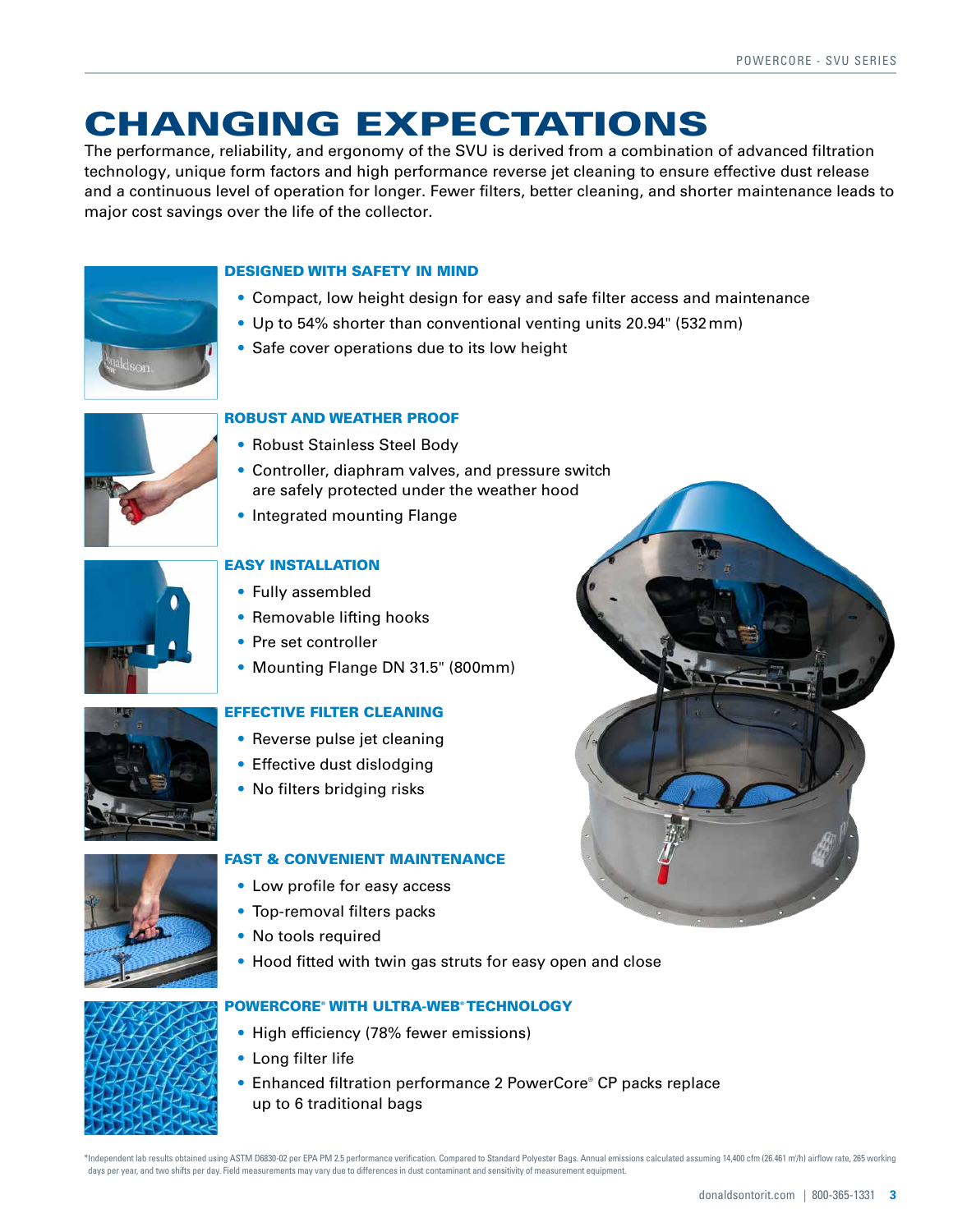# CHANGING EXPECTATIONS

The performance, reliability, and ergonomy of the SVU is derived from a combination of advanced filtration technology, unique form factors and high performance reverse jet cleaning to ensure effective dust release and a continuous level of operation for longer. Fewer filters, better cleaning, and shorter maintenance leads to major cost savings over the life of the collector.

### DESIGNED WITH SAFETY IN MIND

- Compact, low height design for easy and safe filter access and maintenance
- Up to 54% shorter than conventional venting units 20.94" (532 mm)
- Safe cover operations due to its low height

### ROBUST AND WEATHER PROOF

- Robust Stainless Steel Body
- Controller, diaphram valves, and pressure switch are safely protected under the weather hood
- Integrated mounting Flange

### EASY INSTALLATION

- Fully assembled
- Removable lifting hooks
- Pre set controller
- Mounting Flange DN 31.5" (800mm)

### EFFECTIVE FILTER CLEANING

- Reverse pulse jet cleaning
- Effective dust dislodging
- No filters bridging risks

### FAST & CONVENIENT MAINTENANCE

- Low profile for easy access
- Top-removal filters packs
- No tools required
- Hood fitted with twin gas struts for easy open and close

### POWERCORE® WITH ULTRA-WEB® TECHNOLOGY

- High efficiency (78% fewer emissions)
- Long filter life
- Enhanced filtration performance 2 PowerCore® CP packs replace up to 6 traditional bags

*Independent lab results obtained using ASTM D6830-02 per EPA PM 2.5 performance verification. Compared to Standard Polyester Bags. Annual emissions calculated assuming 14,400 cfm (26.461 m³/h) airflow rate, 265 working days per year, and two shifts per day. Field measurements may vary due to differences in dust contaminant and sensitivity of measurement equipment.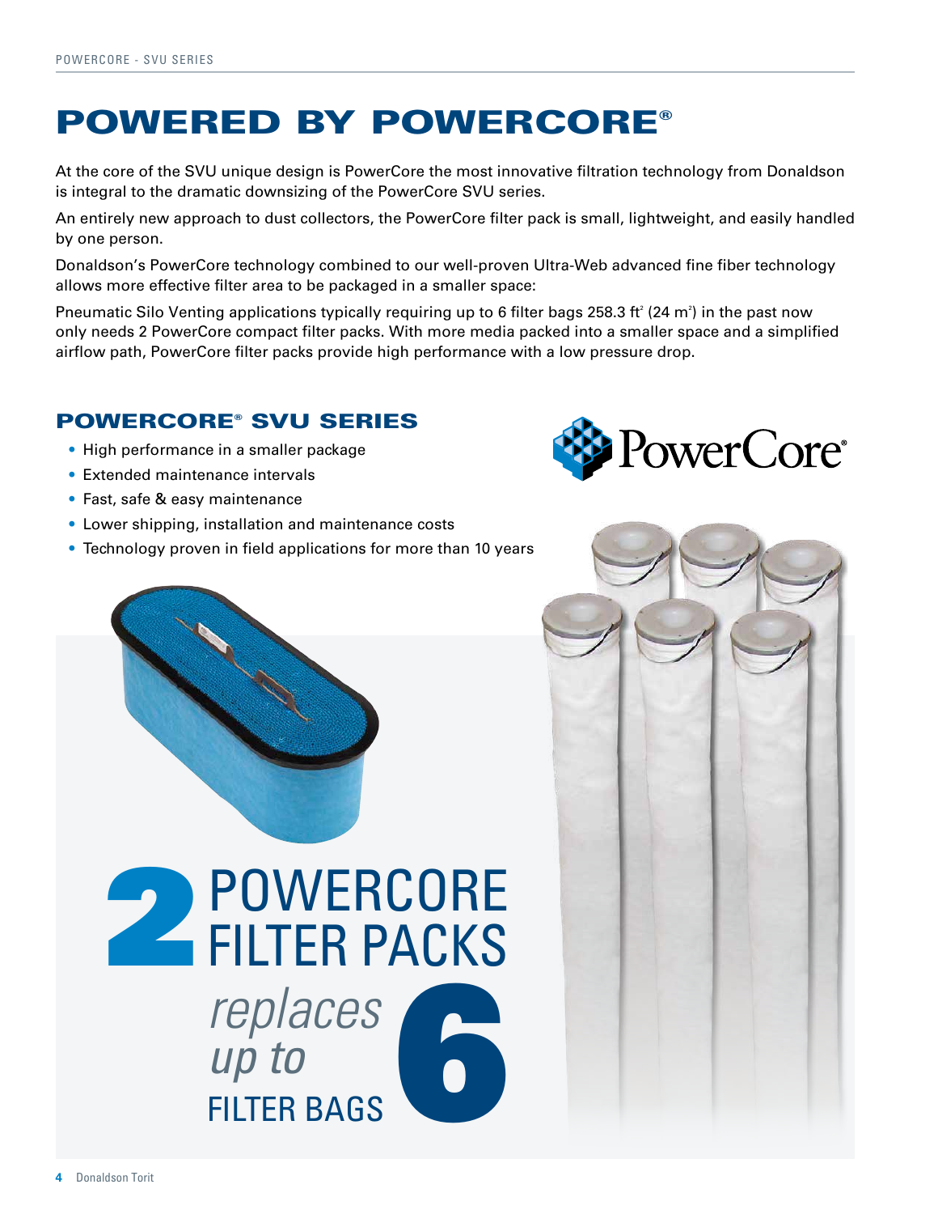# POWERED BY POWERCORE®

At the core of the SVU unique design is PowerCore the most innovative filtration technology from Donaldson is integral to the dramatic downsizing of the PowerCore SVU series.

An entirely new approach to dust collectors, the PowerCore filter pack is small, lightweight, and easily handled by one person.

Donaldson's PowerCore technology combined to our well-proven Ultra-Web advanced fine fiber technology allows more effective filter area to be packaged in a smaller space:

Pneumatic Silo Venting applications typically requiring up to 6 filter bags 258.3 $ft^2$ (24 $m^2$) in the past now only needs 2 PowerCore compact filter packs. With more media packed into a smaller space and a simplified airflow path, PowerCore filter packs provide high performance with a low pressure drop.

## POWERCORE® SVU SERIES

- High performance in a smaller package
- Extended maintenance intervals
- Fast, safe & easy maintenance
- Lower shipping, installation and maintenance costs
- Technology proven in field applications for more than 10 years

PowerCore®

**2 POWERCORE FILTER PACKS** *replaces up to* **6 FILTER BAGS**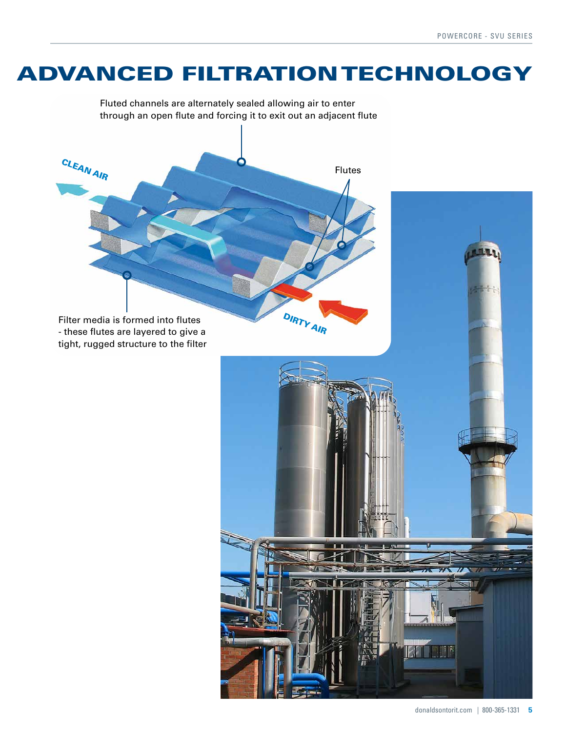# ADVANCED FILTRATION TECHNOLOGY

Fluted channels are alternately sealed allowing air to enter through an open flute and forcing it to exit out an adjacent flute

CLEAN AIR

Flutes

DIRTY AIR

Filter media is formed into flutes - these flutes are layered to give a tight, rugged structure to the filter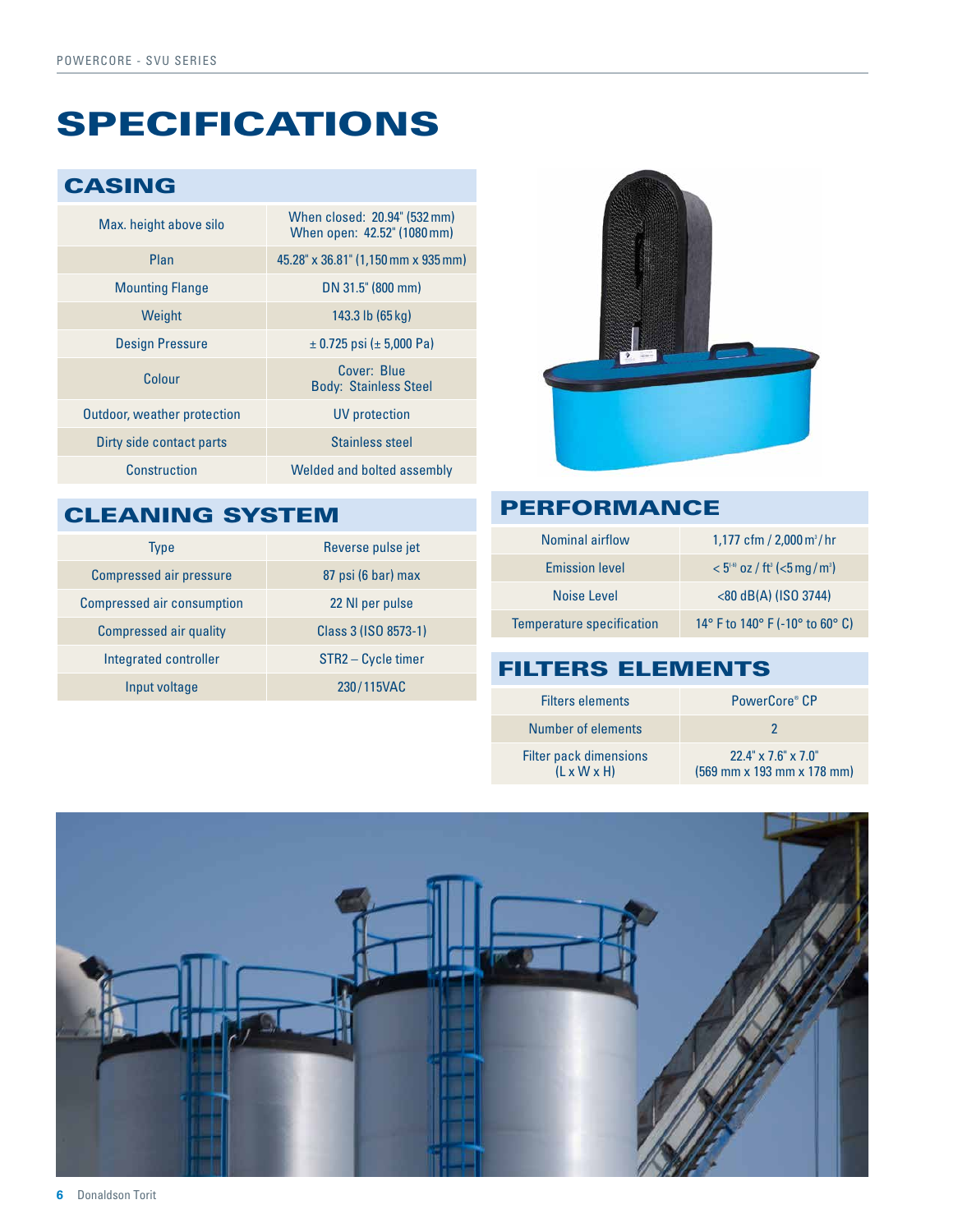# SPECIFICATIONS

## CASING

| | |
|---|---|
| Max. height above silo | When closed: 20.94" (532 mm)<br>When open: 42.52" (1080 mm) |
| Plan | 45.28" x 36.81" (1,150 mm x 935 mm) |
| Mounting Flange | DN 31.5" (800 mm) |
| Weight | 143.3 lb (65 kg) |
| Design Pressure | ± 0.725 psi (± 5,000 Pa) |
| Colour | Cover: Blue<br>Body: Stainless Steel |
| Outdoor, weather protection | UV protection |
| Dirty side contact parts | Stainless steel |
| Construction | Welded and bolted assembly |

## CLEANING SYSTEM

| | |
|---|---|
| Type | Reverse pulse jet |
| Compressed air pressure | 87 psi (6 bar) max |
| Compressed air consumption | 22 Nl per pulse |
| Compressed air quality | Class 3 (ISO 8573-1) |
| Integrated controller | STR2 – Cycle timer |
| Input voltage | 230/115VAC |

## PERFORMANCE

| | |
|---|---|
| Nominal airflow | 1,177 cfm / 2,000 $m^3$/hr |
| Emission level | < $5^{-6}$ oz / $ft^3$ (<5 mg/$m^3$) |
| Noise Level | <80 dB(A) (ISO 3744) |
| Temperature specification | 14° F to 140° F (-10° to 60° C) |

## FILTERS ELEMENTS

| | |
|---|---|
| Filters elements | PowerCore® CP |
| Number of elements | 2 |
| Filter pack dimensions (L x W x H) | 22.4" x 7.6" x 7.0" (569 mm x 193 mm x 178 mm) |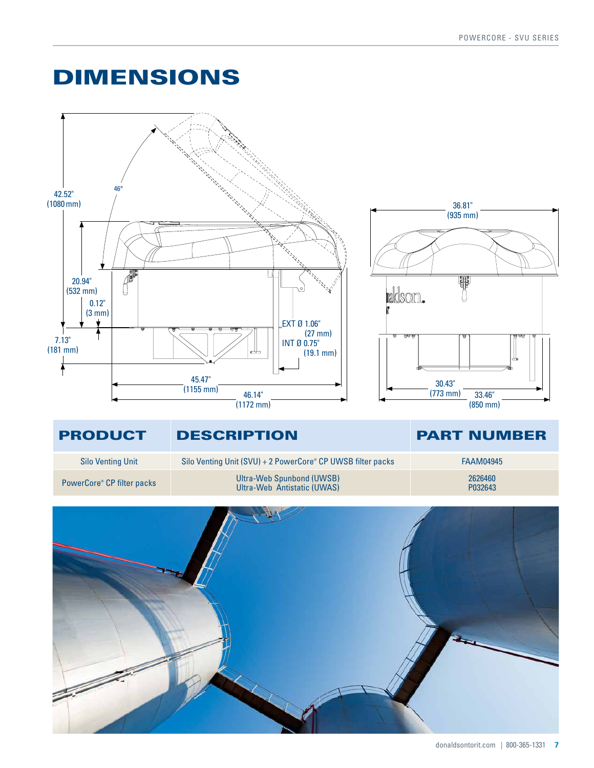# DIMENSIONS

42.52" (1080 mm)

46°

20.94" (532 mm)

0.12" (3 mm)

7.13" (181 mm)

EXT Ø 1.06" (27 mm)

INT Ø 0.75" (19.1 mm)

45.47" (1155 mm)

46.14" (1172 mm)

36.81" (935 mm)

30.43" (773 mm)

33.46" (850 mm)

| PRODUCT | DESCRIPTION | PART NUMBER |
|---|---|---|
| Silo Venting Unit | Silo Venting Unit (SVU) + 2 PowerCore® CP UWSB filter packs | FAAM04945 |
| PowerCore® CP filter packs | Ultra-Web Spunbond (UWSB)<br>Ultra-Web Antistatic (UWAS) | 2626460<br>P032643 |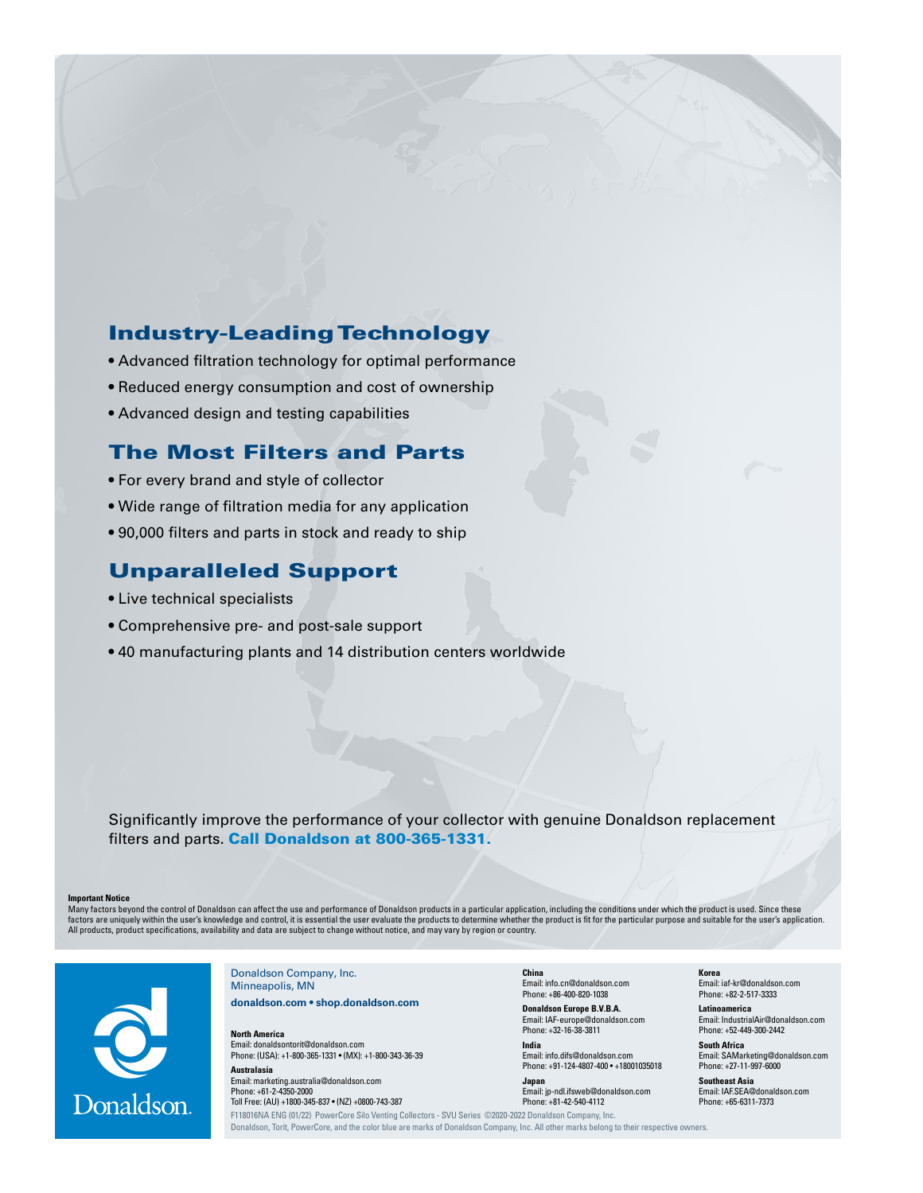## Industry-Leading Technology

- Advanced filtration technology for optimal performance
- Reduced energy consumption and cost of ownership
- Advanced design and testing capabilities

## The Most Filters and Parts

- For every brand and style of collector
- Wide range of filtration media for any application
- 90,000 filters and parts in stock and ready to ship

## Unparalleled Support

- Live technical specialists
- Comprehensive pre- and post-sale support
- 40 manufacturing plants and 14 distribution centers worldwide

Significantly improve the performance of your collector with genuine Donaldson replacement filters and parts. **Call Donaldson at 800-365-1331.**

**Important Notice**
Many factors beyond the control of Donaldson can affect the use and performance of Donaldson products in a particular application, including the conditions under which the product is used. Since these factors are uniquely within the user's knowledge and control, it is essential the user evaluate the products to determine whether the product is fit for the particular purpose and suitable for the user's application. All products, product specifications, availability and data are subject to change without notice, and may vary by region or country.

Donaldson.

Donaldson Company, Inc.
Minneapolis, MN

**donaldson.com • shop.donaldson.com**

**North America**
Email: donaldsontorit@donaldson.com
Phone: (USA): +1-800-365-1331 • (MX): +1-800-343-36-39

**Australasia**
Email: marketing.australia@donaldson.com
Phone: +61-2-4350-2000
Toll Free: (AU) +1800-345-837 • (NZ) +0800-743-387

**China**
Email: info.cn@donaldson.com
Phone: +86-400-820-1038

**Donaldson Europe B.V.B.A.**
Email: IAF-europe@donaldson.com
Phone: +32-16-38-3811

**India**
Email: info.difs@donaldson.com
Phone: +91-124-4807-400 • +18001035018

**Japan**
Email: jp-ndl.ifsweb@donaldson.com
Phone: +81-42-540-4112

**Korea**
Email: iaf-kr@donaldson.com
Phone: +82-2-517-3333

**Latinoamerica**
Email: IndustrialAir@donaldson.com
Phone: +52-449-300-2442

**South Africa**
Email: SAMarketing@donaldson.com
Phone: +27-11-997-6000

**Southeast Asia**
Email: IAF.SEA@donaldson.com
Phone: +65-6311-7373

F118016NA ENG (01/22) PowerCore Silo Venting Collectors - SVU Series ©2020-2022 Donaldson Company, Inc.
Donaldson, Torit, PowerCore, and the color blue are marks of Donaldson Company, Inc. All other marks belong to their respective owners.